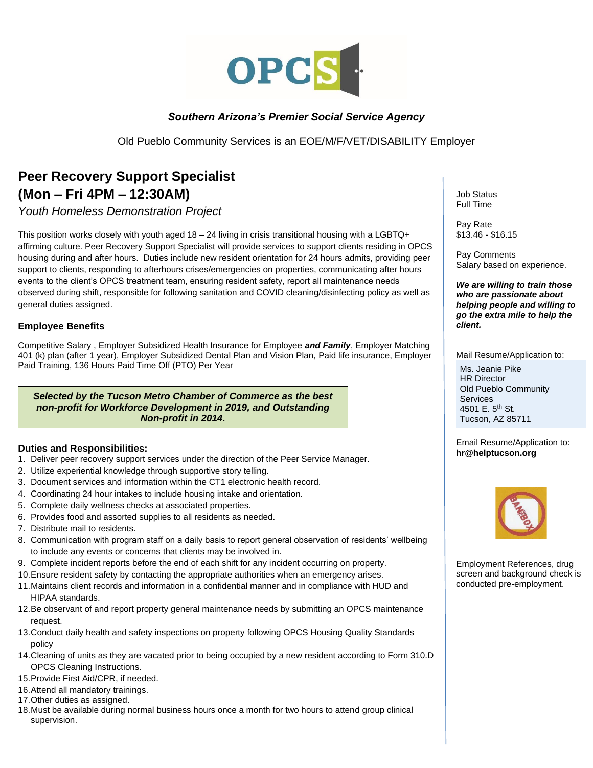OPCS

***Southern Arizona's Premier Social Service Agency***

Old Pueblo Community Services is an EOE/M/F/VET/DISABILITY Employer

# Peer Recovery Support Specialist (Mon – Fri 4PM – 12:30AM)

*Youth Homeless Demonstration Project*

This position works closely with youth aged 18 – 24 living in crisis transitional housing with a LGBTQ+ affirming culture. Peer Recovery Support Specialist will provide services to support clients residing in OPCS housing during and after hours. Duties include new resident orientation for 24 hours admits, providing peer support to clients, responding to afterhours crises/emergencies on properties, communicating after hours events to the client's OPCS treatment team, ensuring resident safety, report all maintenance needs observed during shift, responsible for following sanitation and COVID cleaning/disinfecting policy as well as general duties assigned.

### Employee Benefits

Competitive Salary , Employer Subsidized Health Insurance for Employee ***and Family***, Employer Matching 401 (k) plan (after 1 year), Employer Subsidized Dental Plan and Vision Plan, Paid life insurance, Employer Paid Training, 136 Hours Paid Time Off (PTO) Per Year

***Selected by the Tucson Metro Chamber of Commerce as the best non-profit for Workforce Development in 2019, and Outstanding Non-profit in 2014.***

### Duties and Responsibilities:

1. Deliver peer recovery support services under the direction of the Peer Service Manager.
2. Utilize experiential knowledge through supportive story telling.
3. Document services and information within the CT1 electronic health record.
4. Coordinating 24 hour intakes to include housing intake and orientation.
5. Complete daily wellness checks at associated properties.
6. Provides food and assorted supplies to all residents as needed.
7. Distribute mail to residents.
8. Communication with program staff on a daily basis to report general observation of residents' wellbeing to include any events or concerns that clients may be involved in.
9. Complete incident reports before the end of each shift for any incident occurring on property.
10. Ensure resident safety by contacting the appropriate authorities when an emergency arises.
11. Maintains client records and information in a confidential manner and in compliance with HUD and HIPAA standards.
12. Be observant of and report property general maintenance needs by submitting an OPCS maintenance request.
13. Conduct daily health and safety inspections on property following OPCS Housing Quality Standards policy
14. Cleaning of units as they are vacated prior to being occupied by a new resident according to Form 310.D OPCS Cleaning Instructions.
15. Provide First Aid/CPR, if needed.
16. Attend all mandatory trainings.
17. Other duties as assigned.
18. Must be available during normal business hours once a month for two hours to attend group clinical supervision.

Job Status
Full Time

Pay Rate
$13.46 - $16.15

Pay Comments
Salary based on experience.

***We are willing to train those who are passionate about helping people and willing to go the extra mile to help the client.***

Mail Resume/Application to:

Ms. Jeanie Pike
HR Director
Old Pueblo Community Services
4501 E. 5th St.
Tucson, AZ 85711

Email Resume/Application to:
**hr@helptucson.org**

BAN THE BOX

Employment References, drug screen and background check is conducted pre-employment.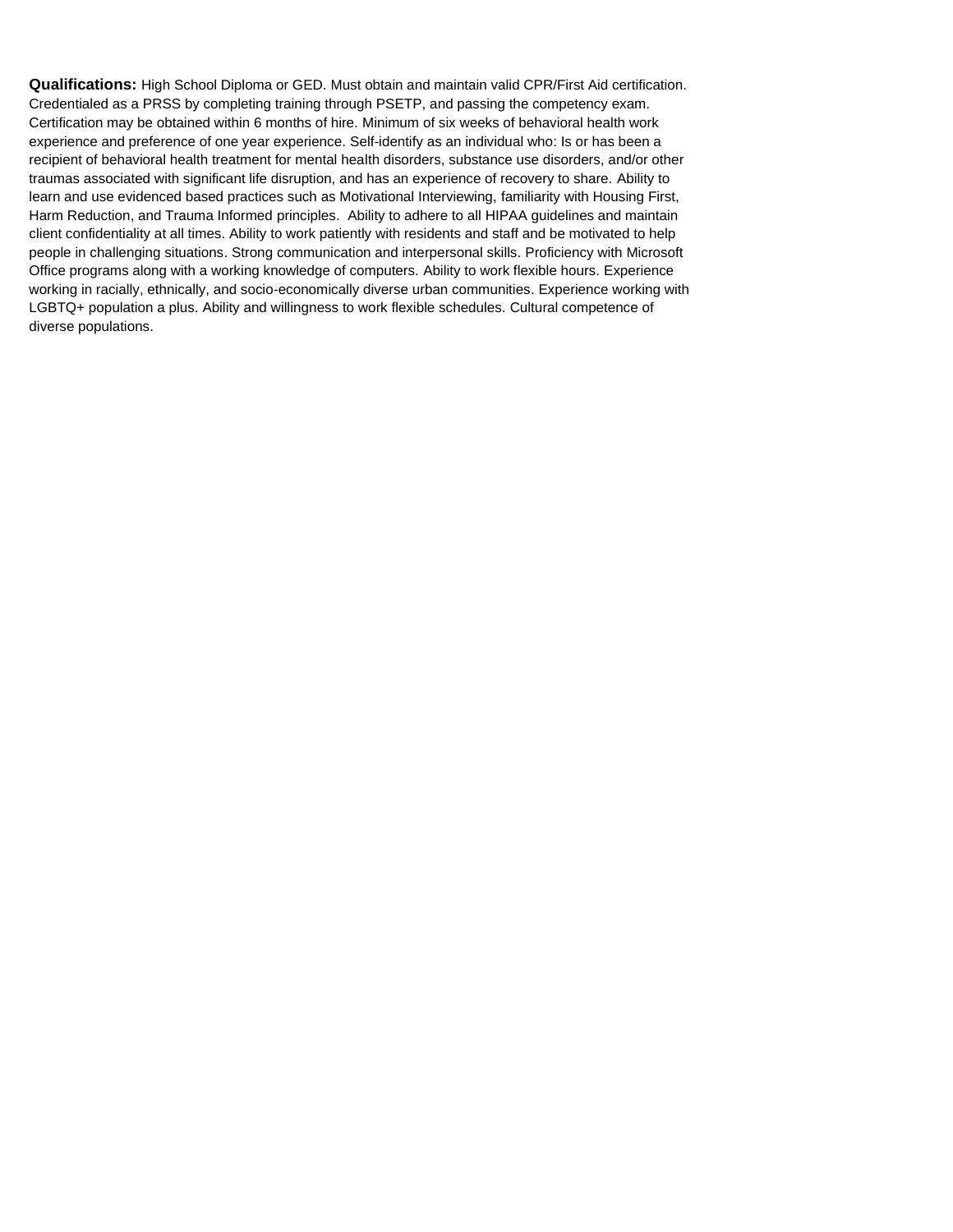**Qualifications:** High School Diploma or GED. Must obtain and maintain valid CPR/First Aid certification. Credentialed as a PRSS by completing training through PSETP, and passing the competency exam. Certification may be obtained within 6 months of hire. Minimum of six weeks of behavioral health work experience and preference of one year experience. Self-identify as an individual who: Is or has been a recipient of behavioral health treatment for mental health disorders, substance use disorders, and/or other traumas associated with significant life disruption, and has an experience of recovery to share. Ability to learn and use evidenced based practices such as Motivational Interviewing, familiarity with Housing First, Harm Reduction, and Trauma Informed principles. Ability to adhere to all HIPAA guidelines and maintain client confidentiality at all times. Ability to work patiently with residents and staff and be motivated to help people in challenging situations. Strong communication and interpersonal skills. Proficiency with Microsoft Office programs along with a working knowledge of computers. Ability to work flexible hours. Experience working in racially, ethnically, and socio-economically diverse urban communities. Experience working with LGBTQ+ population a plus. Ability and willingness to work flexible schedules. Cultural competence of diverse populations.